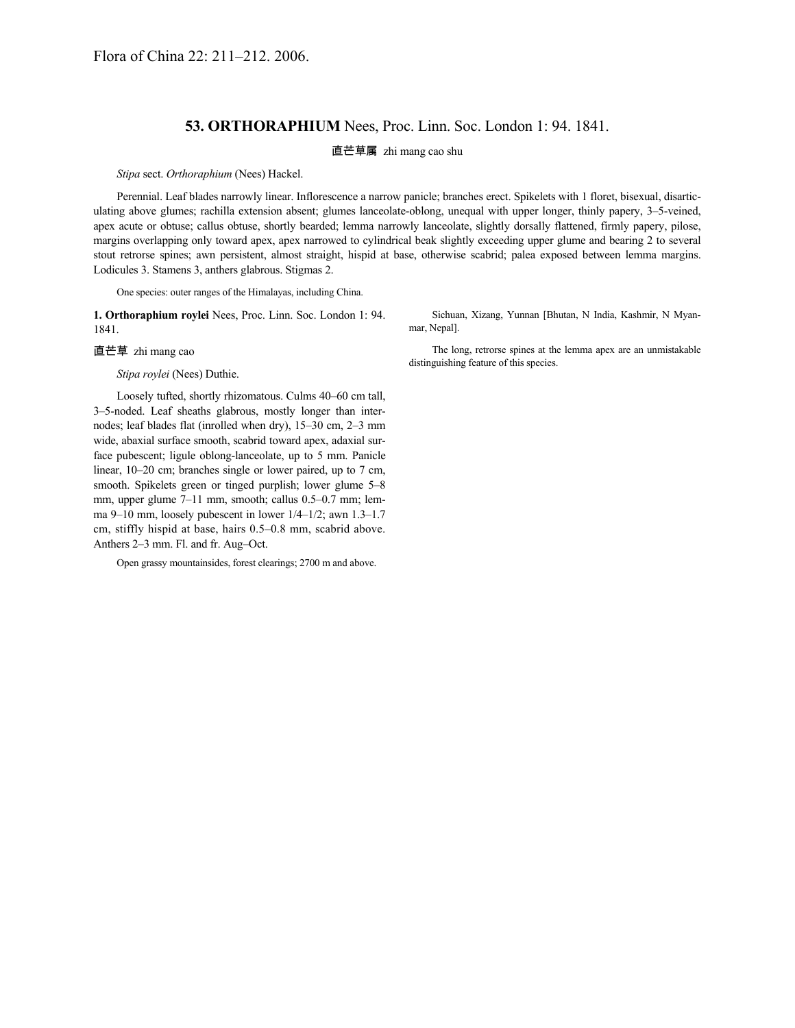Flora of China 22: 211–212. 2006.

## 53. ORTHORAPHIUM Nees, Proc. Linn. Soc. London 1: 94. 1841.

直芒草属 zhi mang cao shu

*Stipa* sect. *Orthoraphium* (Nees) Hackel.

Perennial. Leaf blades narrowly linear. Inflorescence a narrow panicle; branches erect. Spikelets with 1 floret, bisexual, disarticulating above glumes; rachilla extension absent; glumes lanceolate-oblong, unequal with upper longer, thinly papery, 3–5-veined, apex acute or obtuse; callus obtuse, shortly bearded; lemma narrowly lanceolate, slightly dorsally flattened, firmly papery, pilose, margins overlapping only toward apex, apex narrowed to cylindrical beak slightly exceeding upper glume and bearing 2 to several stout retrorse spines; awn persistent, almost straight, hispid at base, otherwise scabrid; palea exposed between lemma margins. Lodicules 3. Stamens 3, anthers glabrous. Stigmas 2.

One species: outer ranges of the Himalayas, including China.

**1. Orthoraphium roylei** Nees, Proc. Linn. Soc. London 1: 94. 1841.

直芒草 zhi mang cao

*Stipa roylei* (Nees) Duthie.

Loosely tufted, shortly rhizomatous. Culms 40–60 cm tall, 3–5-noded. Leaf sheaths glabrous, mostly longer than internodes; leaf blades flat (inrolled when dry), 15–30 cm, 2–3 mm wide, abaxial surface smooth, scabrid toward apex, adaxial surface pubescent; ligule oblong-lanceolate, up to 5 mm. Panicle linear, 10–20 cm; branches single or lower paired, up to 7 cm, smooth. Spikelets green or tinged purplish; lower glume 5–8 mm, upper glume 7–11 mm, smooth; callus 0.5–0.7 mm; lemma 9–10 mm, loosely pubescent in lower 1/4–1/2; awn 1.3–1.7 cm, stiffly hispid at base, hairs 0.5–0.8 mm, scabrid above. Anthers 2–3 mm. Fl. and fr. Aug–Oct.

Open grassy mountainsides, forest clearings; 2700 m and above. Sichuan, Xizang, Yunnan [Bhutan, N India, Kashmir, N Myanmar, Nepal].

The long, retrorse spines at the lemma apex are an unmistakable distinguishing feature of this species.